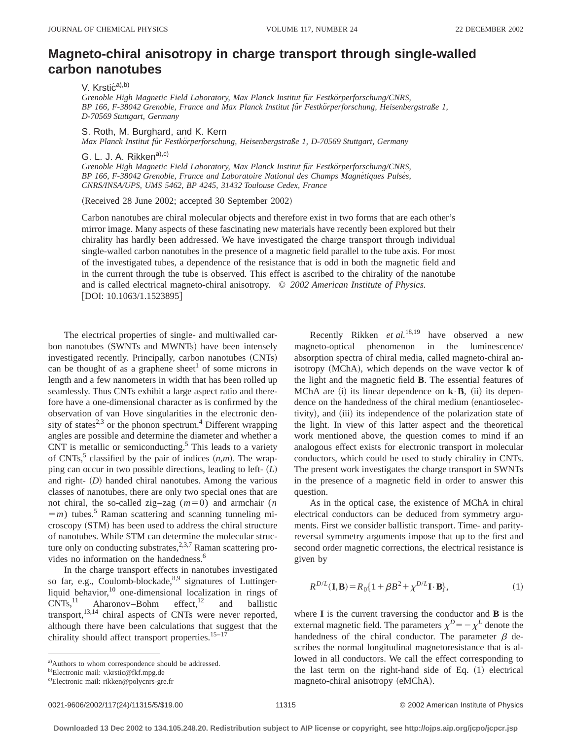# Magneto-chiral anisotropy in charge transport through single-walled carbon nanotubes

V. Krstić[a,b]

*Grenoble High Magnetic Field Laboratory, Max Planck Institut für Festkörperforschung/CNRS, BP 166, F-38042 Grenoble, France and Max Planck Institut für Festkörperforschung, Heisenbergstraße 1, D-70569 Stuttgart, Germany*

S. Roth, M. Burghard, and K. Kern

*Max Planck Institut für Festkörperforschung, Heisenbergstraße 1, D-70569 Stuttgart, Germany*

G. L. J. A. Rikken[a,c]

*Grenoble High Magnetic Field Laboratory, Max Planck Institut für Festkörperforschung/CNRS, BP 166, F-38042 Grenoble, France and Laboratoire National des Champs Magnétiques Pulsés, CNRS/INSA/UPS, UMS 5462, BP 4245, 31432 Toulouse Cedex, France*

(Received 28 June 2002; accepted 30 September 2002)

Carbon nanotubes are chiral molecular objects and therefore exist in two forms that are each other's mirror image. Many aspects of these fascinating new materials have recently been explored but their chirality has hardly been addressed. We have investigated the charge transport through individual single-walled carbon nanotubes in the presence of a magnetic field parallel to the tube axis. For most of the investigated tubes, a dependence of the resistance that is odd in both the magnetic field and in the current through the tube is observed. This effect is ascribed to the chirality of the nanotube and is called electrical magneto-chiral anisotropy. © *2002 American Institute of Physics.* [DOI: 10.1063/1.1523895]

The electrical properties of single- and multiwalled carbon nanotubes (SWNTs and MWNTs) have been intensely investigated recently. Principally, carbon nanotubes (CNTs) can be thought of as a graphene sheet[1] of some microns in length and a few nanometers in width that has been rolled up seamlessly. Thus CNTs exhibit a large aspect ratio and therefore have a one-dimensional character as is confirmed by the observation of van Hove singularities in the electronic density of states[2,3] or the phonon spectrum.[4] Different wrapping angles are possible and determine the diameter and whether a CNT is metallic or semiconducting.[5] This leads to a variety of CNTs,[5] classified by the pair of indices $(n,m)$. The wrapping can occur in two possible directions, leading to left- $(L)$ and right- $(D)$ handed chiral nanotubes. Among the various classes of nanotubes, there are only two special ones that are not chiral, the so-called zig–zag $(m=0)$ and armchair $(n=m)$ tubes.[5] Raman scattering and scanning tunneling microscopy (STM) has been used to address the chiral structure of nanotubes. While STM can determine the molecular structure only on conducting substrates,[2,3,7] Raman scattering provides no information on the handedness.[6]

In the charge transport effects in nanotubes investigated so far, e.g., Coulomb-blockade,[8,9] signatures of Luttinger-liquid behavior,[10] one-dimensional localization in rings of CNTs,[11] Aharonov–Bohm effect,[12] and ballistic transport,[13,14] chiral aspects of CNTs were never reported, although there have been calculations that suggest that the chirality should affect transport properties.[15–17]

Recently Rikken *et al.*[18,19] have observed a new magneto-optical phenomenon in the luminescence/absorption spectra of chiral media, called magneto-chiral anisotropy (MChA), which depends on the wave vector **k** of the light and the magnetic field **B**. The essential features of MChA are (i) its linear dependence on $\mathbf{k}\cdot\mathbf{B}$, (ii) its dependence on the handedness of the chiral medium (enantioselectivity), and (iii) its independence of the polarization state of the light. In view of this latter aspect and the theoretical work mentioned above, the question comes to mind if an analogous effect exists for electronic transport in molecular conductors, which could be used to study chirality in CNTs. The present work investigates the charge transport in SWNTs in the presence of a magnetic field in order to answer this question.

As in the optical case, the existence of MChA in chiral electrical conductors can be deduced from symmetry arguments. First we consider ballistic transport. Time- and parity-reversal symmetry arguments impose that up to the first and second order magnetic corrections, the electrical resistance is given by

$$R^{D/L}(\mathbf{I},\mathbf{B})=R_0\{1+\beta B^2+\chi^{D/L}\mathbf{I}\cdot\mathbf{B}\}, \tag{1}$$

where **I** is the current traversing the conductor and **B** is the external magnetic field. The parameters $\chi^D=-\chi^L$ denote the handedness of the chiral conductor. The parameter $\beta$ describes the normal longitudinal magnetoresistance that is allowed in all conductors. We call the effect corresponding to the last term on the right-hand side of Eq. (1) electrical magneto-chiral anisotropy (eMChA).

[a] Authors to whom correspondence should be addressed.
[b] Electronic mail: v.krstic@fkf.mpg.de
[c] Electronic mail: rikken@polycnrs-gre.fr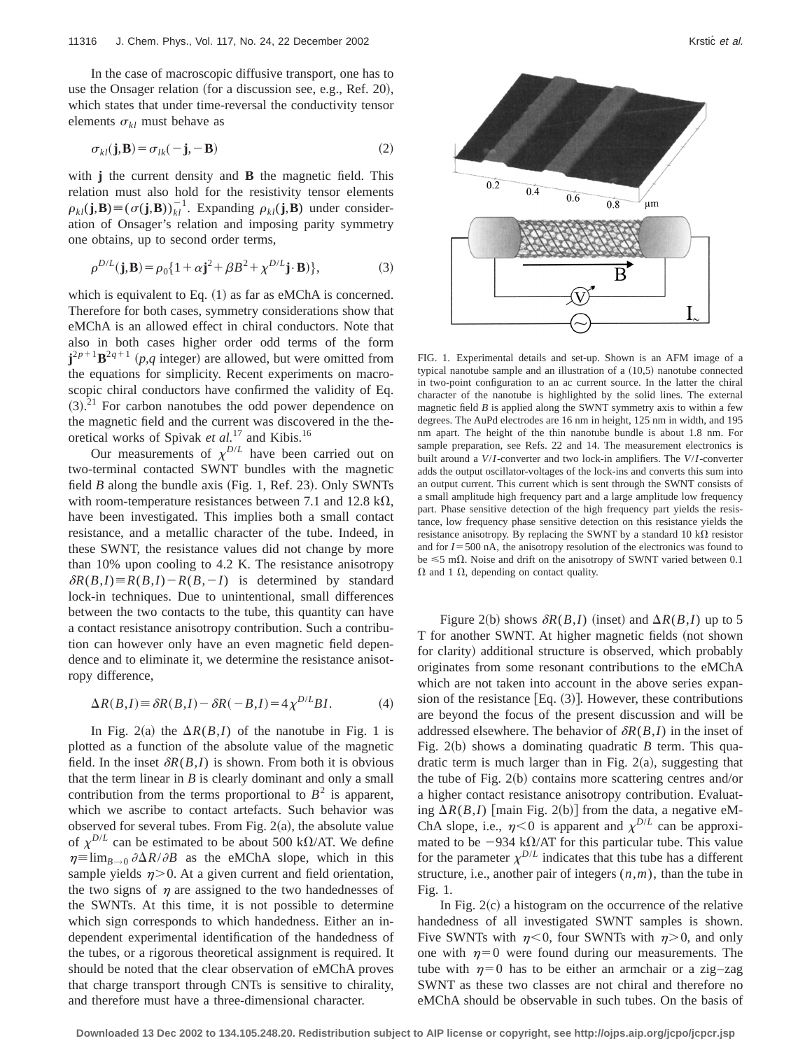In the case of macroscopic diffusive transport, one has to use the Onsager relation (for a discussion see, e.g., Ref. 20), which states that under time-reversal the conductivity tensor elements $\sigma_{kl}$ must behave as

$$\sigma_{kl}(\mathbf{j},\mathbf{B}) = \sigma_{lk}(-\mathbf{j},-\mathbf{B}) \tag{2}$$

with $\mathbf{j}$ the current density and $\mathbf{B}$ the magnetic field. This relation must also hold for the resistivity tensor elements $\rho_{kl}(\mathbf{j},\mathbf{B}) \equiv (\sigma(\mathbf{j},\mathbf{B}))^{-1}_{kl}$. Expanding $\rho_{kl}(\mathbf{j},\mathbf{B})$ under consideration of Onsager's relation and imposing parity symmetry one obtains, up to second order terms,

$$\rho^{D/L}(\mathbf{j},\mathbf{B}) = \rho_0\{1 + \alpha\mathbf{j}^2 + \beta B^2 + \chi^{D/L}\mathbf{j}\cdot\mathbf{B})\}, \tag{3}$$

which is equivalent to Eq. (1) as far as eMChA is concerned. Therefore for both cases, symmetry considerations show that eMChA is an allowed effect in chiral conductors. Note that also in both cases higher order odd terms of the form $\mathbf{j}^{2p+1}\mathbf{B}^{2q+1}$ ($p,q$ integer) are allowed, but were omitted from the equations for simplicity. Recent experiments on macroscopic chiral conductors have confirmed the validity of Eq. (3).[21] For carbon nanotubes the odd power dependence on the magnetic field and the current was discovered in the theoretical works of Spivak *et al.*[17] and Kibis.[16]

Our measurements of $\chi^{D/L}$ have been carried out on two-terminal contacted SWNT bundles with the magnetic field $B$ along the bundle axis (Fig. 1, Ref. 23). Only SWNTs with room-temperature resistances between 7.1 and 12.8 kΩ, have been investigated. This implies both a small contact resistance, and a metallic character of the tube. Indeed, in these SWNT, the resistance values did not change by more than 10% upon cooling to 4.2 K. The resistance anisotropy $\delta R(B,I) \equiv R(B,I) - R(B,-I)$ is determined by standard lock-in techniques. Due to unintentional, small differences between the two contacts to the tube, this quantity can have a contact resistance anisotropy contribution. Such a contribution can however only have an even magnetic field dependence and to eliminate it, we determine the resistance anisotropy difference,

$$\Delta R(B,I) \equiv \delta R(B,I) - \delta R(-B,I) = 4\chi^{D/L}BI. \tag{4}$$

In Fig. 2(a) the $\Delta R(B,I)$ of the nanotube in Fig. 1 is plotted as a function of the absolute value of the magnetic field. In the inset $\delta R(B,I)$ is shown. From both it is obvious that the term linear in $B$ is clearly dominant and only a small contribution from the terms proportional to $B^2$ is apparent, which we ascribe to contact artefacts. Such behavior was observed for several tubes. From Fig. 2(a), the absolute value of $\chi^{D/L}$ can be estimated to be about 500 kΩ/AT. We define $\eta \equiv \lim_{B\to 0} \partial\Delta R/\partial B$ as the eMChA slope, which in this sample yields $\eta > 0$. At a given current and field orientation, the two signs of $\eta$ are assigned to the two handednesses of the SWNTs. At this time, it is not possible to determine which sign corresponds to which handedness. Either an independent experimental identification of the handedness of the tubes, or a rigorous theoretical assignment is required. It should be noted that the clear observation of eMChA proves that charge transport through CNTs is sensitive to chirality, and therefore must have a three-dimensional character.

FIG. 1. Experimental details and set-up. Shown is an AFM image of a typical nanotube sample and an illustration of a (10,5) nanotube connected in two-point configuration to an ac current source. In the latter the chiral character of the nanotube is highlighted by the solid lines. The external magnetic field $B$ is applied along the SWNT symmetry axis to within a few degrees. The AuPd electrodes are 16 nm in height, 125 nm in width, and 195 nm apart. The height of the thin nanotube bundle is about 1.8 nm. For sample preparation, see Refs. 22 and 14. The measurement electronics is built around a $V/I$-converter and two lock-in amplifiers. The $V/I$-converter adds the output oscillator-voltages of the lock-ins and converts this sum into an output current. This current which is sent through the SWNT consists of a small amplitude high frequency part and a large amplitude low frequency part. Phase sensitive detection of the high frequency part yields the resistance, low frequency phase sensitive detection on this resistance yields the resistance anisotropy. By replacing the SWNT by a standard 10 kΩ resistor and for $I = 500$ nA, the anisotropy resolution of the electronics was found to be ≤5 mΩ. Noise and drift on the anisotropy of SWNT varied between 0.1 Ω and 1 Ω, depending on contact quality.

Figure 2(b) shows $\delta R(B,I)$ (inset) and $\Delta R(B,I)$ up to 5 T for another SWNT. At higher magnetic fields (not shown for clarity) additional structure is observed, which probably originates from some resonant contributions to the eMChA which are not taken into account in the above series expansion of the resistance [Eq. (3)]. However, these contributions are beyond the focus of the present discussion and will be addressed elsewhere. The behavior of $\delta R(B,I)$ in the inset of Fig. 2(b) shows a dominating quadratic $B$ term. This quadratic term is much larger than in Fig. 2(a), suggesting that the tube of Fig. 2(b) contains more scattering centres and/or a higher contact resistance anisotropy contribution. Evaluating $\Delta R(B,I)$ [main Fig. 2(b)] from the data, a negative eMChA slope, i.e., $\eta < 0$ is apparent and $\chi^{D/L}$ can be approximated to be −934 kΩ/AT for this particular tube. This value for the parameter $\chi^{D/L}$ indicates that this tube has a different structure, i.e., another pair of integers $(n,m)$, than the tube in Fig. 1.

In Fig. 2(c) a histogram on the occurrence of the relative handedness of all investigated SWNT samples is shown. Five SWNTs with $\eta < 0$, four SWNTs with $\eta > 0$, and only one with $\eta = 0$ were found during our measurements. The tube with $\eta = 0$ has to be either an armchair or a zig–zag SWNT as these two classes are not chiral and therefore no eMChA should be observable in such tubes. On the basis of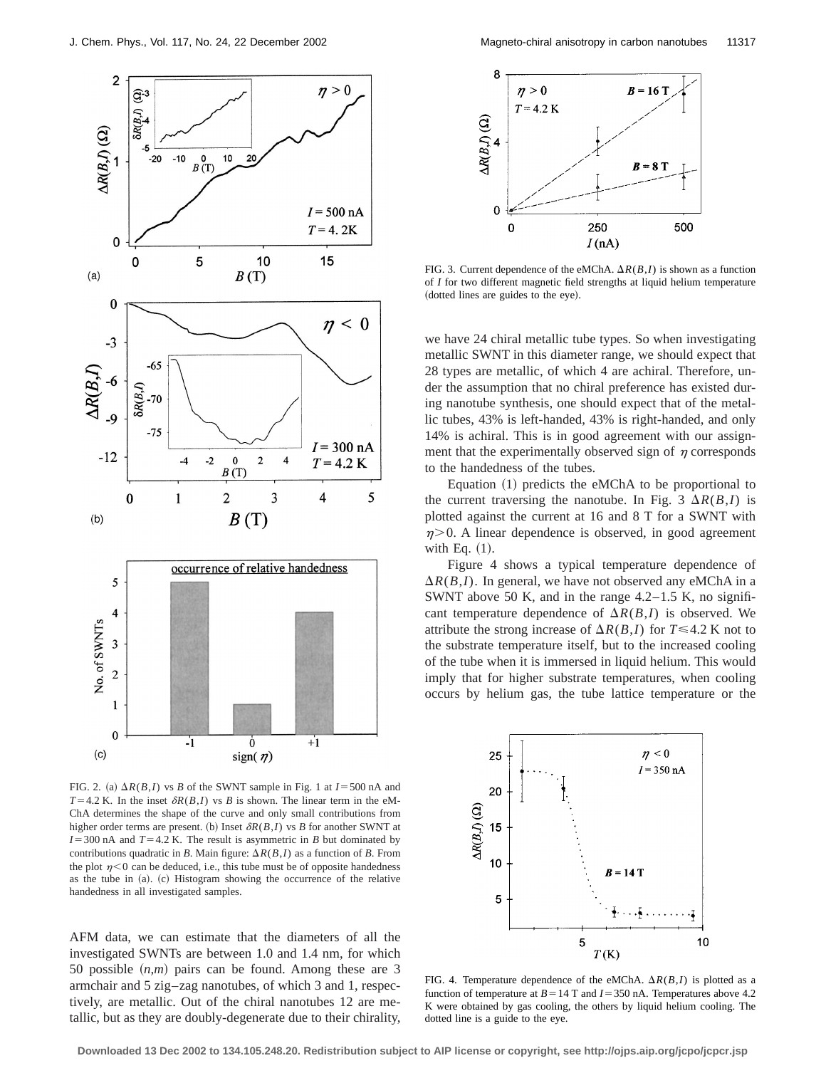FIG. 2. (a) $\Delta R(B,I)$ vs $B$ of the SWNT sample in Fig. 1 at $I=500$ nA and $T=4.2$ K. In the inset $\delta R(B,I)$ vs $B$ is shown. The linear term in the eMChA determines the shape of the curve and only small contributions from higher order terms are present. (b) Inset $\delta R(B,I)$ vs $B$ for another SWNT at $I=300$ nA and $T=4.2$ K. The result is asymmetric in $B$ but dominated by contributions quadratic in $B$. Main figure: $\Delta R(B,I)$ as a function of $B$. From the plot $\eta<0$ can be deduced, i.e., this tube must be of opposite handedness as the tube in (a). (c) Histogram showing the occurrence of the relative handedness in all investigated samples.

AFM data, we can estimate that the diameters of all the investigated SWNTs are between 1.0 and 1.4 nm, for which 50 possible $(n,m)$ pairs can be found. Among these are 3 armchair and 5 zig–zag nanotubes, of which 3 and 1, respectively, are metallic. Out of the chiral nanotubes 12 are metallic, but as they are doubly-degenerate due to their chirality, we have 24 chiral metallic tube types. So when investigating metallic SWNT in this diameter range, we should expect that 28 types are metallic, of which 4 are achiral. Therefore, under the assumption that no chiral preference has existed during nanotube synthesis, one should expect that of the metallic tubes, 43% is left-handed, 43% is right-handed, and only 14% is achiral. This is in good agreement with our assignment that the experimentally observed sign of $\eta$ corresponds to the handedness of the tubes.

FIG. 3. Current dependence of the eMChA. $\Delta R(B,I)$ is shown as a function of $I$ for two different magnetic field strengths at liquid helium temperature (dotted lines are guides to the eye).

Equation (1) predicts the eMChA to be proportional to the current traversing the nanotube. In Fig. 3 $\Delta R(B,I)$ is plotted against the current at 16 and 8 T for a SWNT with $\eta>0$. A linear dependence is observed, in good agreement with Eq. (1).

Figure 4 shows a typical temperature dependence of $\Delta R(B,I)$. In general, we have not observed any eMChA in a SWNT above 50 K, and in the range 4.2–1.5 K, no significant temperature dependence of $\Delta R(B,I)$ is observed. We attribute the strong increase of $\Delta R(B,I)$ for $T\leqslant 4.2$ K not to the substrate temperature itself, but to the increased cooling of the tube when it is immersed in liquid helium. This would imply that for higher substrate temperatures, when cooling occurs by helium gas, the tube lattice temperature or the

FIG. 4. Temperature dependence of the eMChA. $\Delta R(B,I)$ is plotted as a function of temperature at $B=14$ T and $I=350$ nA. Temperatures above 4.2 K were obtained by gas cooling, the others by liquid helium cooling. The dotted line is a guide to the eye.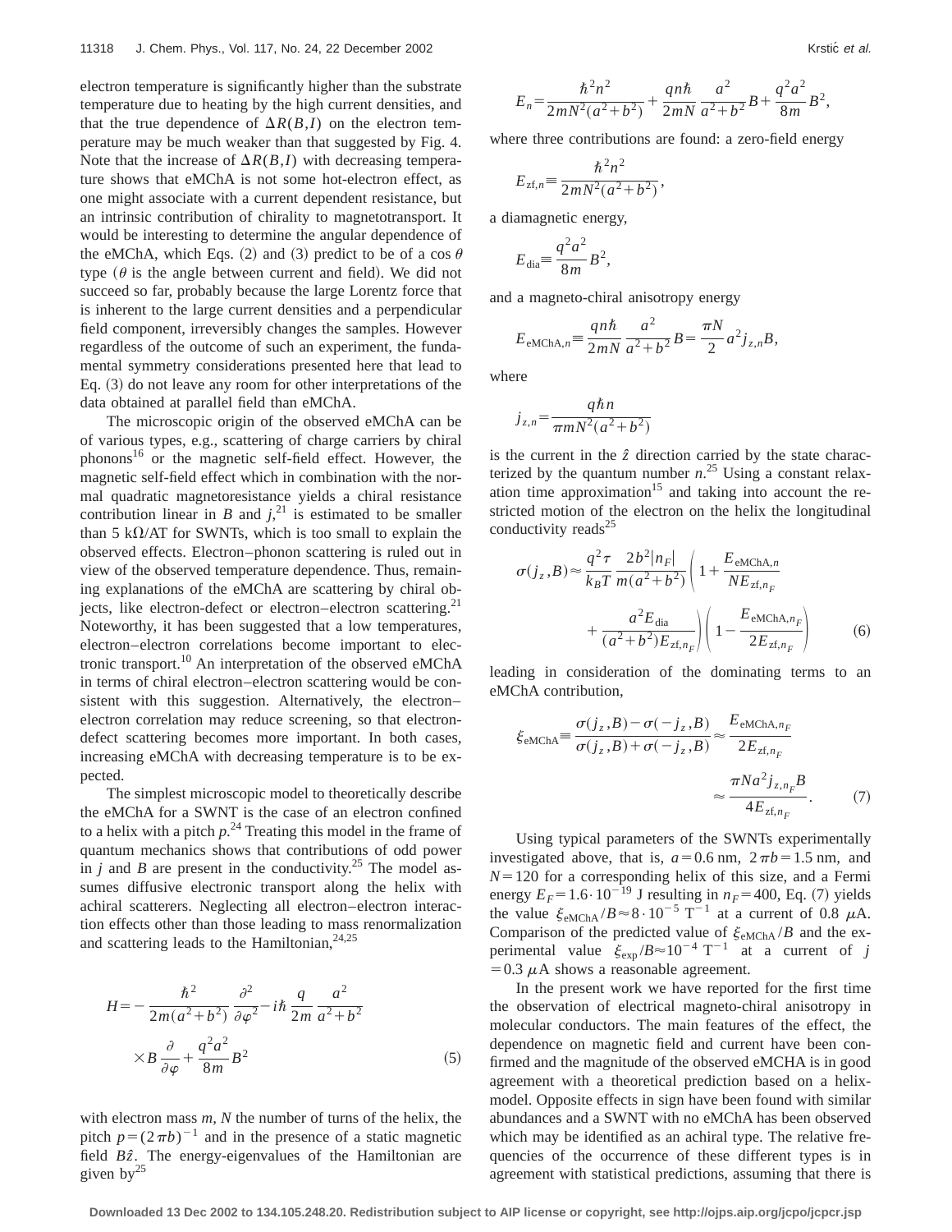electron temperature is significantly higher than the substrate temperature due to heating by the high current densities, and that the true dependence of $\Delta R(B,I)$ on the electron temperature may be much weaker than that suggested by Fig. 4. Note that the increase of $\Delta R(B,I)$ with decreasing temperature shows that eMChA is not some hot-electron effect, as one might associate with a current dependent resistance, but an intrinsic contribution of chirality to magnetotransport. It would be interesting to determine the angular dependence of the eMChA, which Eqs. (2) and (3) predict to be of a $\cos\theta$ type ($\theta$ is the angle between current and field). We did not succeed so far, probably because the large Lorentz force that is inherent to the large current densities and a perpendicular field component, irreversibly changes the samples. However regardless of the outcome of such an experiment, the fundamental symmetry considerations presented here that lead to Eq. (3) do not leave any room for other interpretations of the data obtained at parallel field than eMChA.

The microscopic origin of the observed eMChA can be of various types, e.g., scattering of charge carriers by chiral phonons[16] or the magnetic self-field effect. However, the magnetic self-field effect which in combination with the normal quadratic magnetoresistance yields a chiral resistance contribution linear in $B$ and $j$,[21] is estimated to be smaller than 5 k$\Omega$/AT for SWNTs, which is too small to explain the observed effects. Electron–phonon scattering is ruled out in view of the observed temperature dependence. Thus, remaining explanations of the eMChA are scattering by chiral objects, like electron-defect or electron–electron scattering.[21] Noteworthy, it has been suggested that a low temperatures, electron–electron correlations become important to electronic transport.[10] An interpretation of the observed eMChA in terms of chiral electron–electron scattering would be consistent with this suggestion. Alternatively, the electron–electron correlation may reduce screening, so that electron-defect scattering becomes more important. In both cases, increasing eMChA with decreasing temperature is to be expected.

The simplest microscopic model to theoretically describe the eMChA for a SWNT is the case of an electron confined to a helix with a pitch $p$.[24] Treating this model in the frame of quantum mechanics shows that contributions of odd power in $j$ and $B$ are present in the conductivity.[25] The model assumes diffusive electronic transport along the helix with achiral scatterers. Neglecting all electron–electron interaction effects other than those leading to mass renormalization and scattering leads to the Hamiltonian,[24,25]

$$H=-\frac{\hbar^2}{2m(a^2+b^2)}\frac{\partial^2}{\partial\varphi^2}-i\hbar\frac{q}{2m}\frac{a^2}{a^2+b^2}\times B\frac{\partial}{\partial\varphi}+\frac{q^2a^2}{8m}B^2 \tag{5}$$

with electron mass $m$, $N$ the number of turns of the helix, the pitch $p=(2\pi b)^{-1}$ and in the presence of a static magnetic field $B\hat{z}$. The energy-eigenvalues of the Hamiltonian are given by[25]

$$E_n=\frac{\hbar^2n^2}{2mN^2(a^2+b^2)}+\frac{qn\hbar}{2mN}\frac{a^2}{a^2+b^2}B+\frac{q^2a^2}{8m}B^2,$$

where three contributions are found: a zero-field energy

$$E_{\mathrm{zf},n}\equiv\frac{\hbar^2n^2}{2mN^2(a^2+b^2)},$$

a diamagnetic energy,

$$E_{\mathrm{dia}}\equiv\frac{q^2a^2}{8m}B^2,$$

and a magneto-chiral anisotropy energy

$$E_{\mathrm{eMChA},n}\equiv\frac{qn\hbar}{2mN}\frac{a^2}{a^2+b^2}B=\frac{\pi N}{2}a^2j_{z,n}B,$$

where

$$j_{z,n}=\frac{q\hbar n}{\pi mN^2(a^2+b^2)}$$

is the current in the $\hat{z}$ direction carried by the state characterized by the quantum number $n$.[25] Using a constant relaxation time approximation[15] and taking into account the restricted motion of the electron on the helix the longitudinal conductivity reads[25]

$$\sigma(j_z,B)\approx\frac{q^2\tau}{k_BT}\frac{2b^2|n_F|}{m(a^2+b^2)}\left(1+\frac{E_{\mathrm{eMChA},n}}{NE_{\mathrm{zf},n_F}}+\frac{a^2E_{\mathrm{dia}}}{(a^2+b^2)E_{\mathrm{zf},n_F}}\right)\left(1-\frac{E_{\mathrm{eMChA},n_F}}{2E_{\mathrm{zf},n_F}}\right) \tag{6}$$

leading in consideration of the dominating terms to an eMChA contribution,

$$\xi_{\mathrm{eMChA}}\equiv\frac{\sigma(j_z,B)-\sigma(-j_z,B)}{\sigma(j_z,B)+\sigma(-j_z,B)}\approx\frac{E_{\mathrm{eMChA},n_F}}{2E_{\mathrm{zf},n_F}}\approx\frac{\pi Na^2j_{z,n_F}B}{4E_{\mathrm{zf},n_F}}. \tag{7}$$

Using typical parameters of the SWNTs experimentally investigated above, that is, $a=0.6$ nm, $2\pi b=1.5$ nm, and $N=120$ for a corresponding helix of this size, and a Fermi energy $E_F=1.6\cdot10^{-19}$ J resulting in $n_F=400$, Eq. (7) yields the value $\xi_{\mathrm{eMChA}}/B\approx8\cdot10^{-5}\ \mathrm{T}^{-1}$ at a current of 0.8 $\mu$A. Comparison of the predicted value of $\xi_{\mathrm{eMChA}}/B$ and the experimental value $\xi_{\mathrm{exp}}/B\approx10^{-4}\ \mathrm{T}^{-1}$ at a current of $j=0.3\ \mu$A shows a reasonable agreement.

In the present work we have reported for the first time the observation of electrical magneto-chiral anisotropy in molecular conductors. The main features of the effect, the dependence on magnetic field and current have been confirmed and the magnitude of the observed eMCHA is in good agreement with a theoretical prediction based on a helix-model. Opposite effects in sign have been found with similar abundances and a SWNT with no eMChA has been observed which may be identified as an achiral type. The relative frequencies of the occurrence of these different types is in agreement with statistical predictions, assuming that there is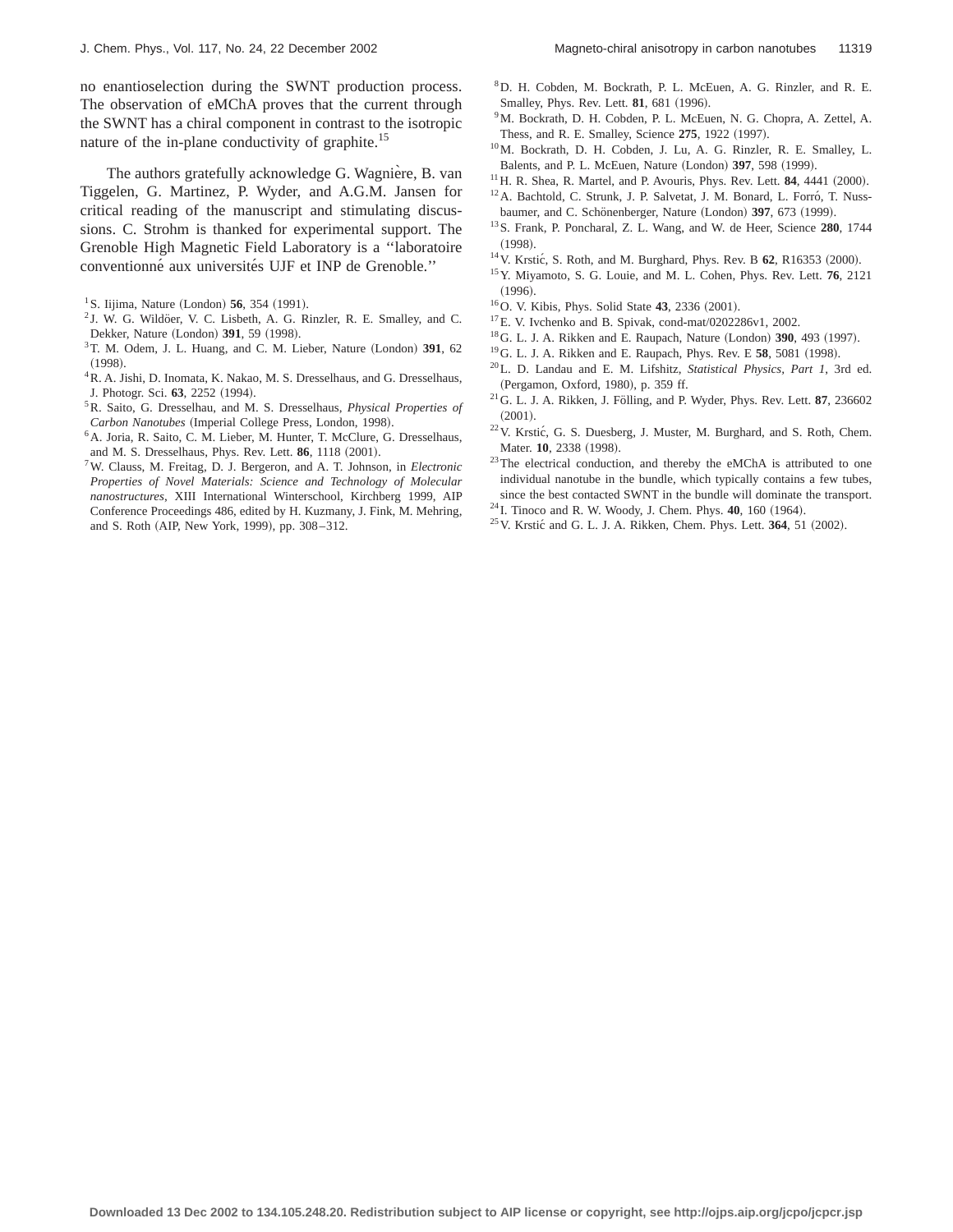no enantioselection during the SWNT production process. The observation of eMChA proves that the current through the SWNT has a chiral component in contrast to the isotropic nature of the in-plane conductivity of graphite.[15]

The authors gratefully acknowledge G. Wagnière, B. van Tiggelen, G. Martinez, P. Wyder, and A.G.M. Jansen for critical reading of the manuscript and stimulating discussions. C. Strohm is thanked for experimental support. The Grenoble High Magnetic Field Laboratory is a ''laboratoire conventionné aux universités UJF et INP de Grenoble.''

[1] S. Iijima, Nature (London) **56**, 354 (1991).
[2] J. W. G. Wildöer, V. C. Lisbeth, A. G. Rinzler, R. E. Smalley, and C. Dekker, Nature (London) **391**, 59 (1998).
[3] T. M. Odem, J. L. Huang, and C. M. Lieber, Nature (London) **391**, 62 (1998).
[4] R. A. Jishi, D. Inomata, K. Nakao, M. S. Dresselhaus, and G. Dresselhaus, J. Photogr. Sci. **63**, 2252 (1994).
[5] R. Saito, G. Dresselhau, and M. S. Dresselhaus, *Physical Properties of Carbon Nanotubes* (Imperial College Press, London, 1998).
[6] A. Joria, R. Saito, C. M. Lieber, M. Hunter, T. McClure, G. Dresselhaus, and M. S. Dresselhaus, Phys. Rev. Lett. **86**, 1118 (2001).
[7] W. Clauss, M. Freitag, D. J. Bergeron, and A. T. Johnson, in *Electronic Properties of Novel Materials: Science and Technology of Molecular nanostructures*, XIII International Winterschool, Kirchberg 1999, AIP Conference Proceedings 486, edited by H. Kuzmany, J. Fink, M. Mehring, and S. Roth (AIP, New York, 1999), pp. 308–312.
[8] D. H. Cobden, M. Bockrath, P. L. McEuen, A. G. Rinzler, and R. E. Smalley, Phys. Rev. Lett. **81**, 681 (1996).
[9] M. Bockrath, D. H. Cobden, P. L. McEuen, N. G. Chopra, A. Zettel, A. Thess, and R. E. Smalley, Science **275**, 1922 (1997).
[10] M. Bockrath, D. H. Cobden, J. Lu, A. G. Rinzler, R. E. Smalley, L. Balents, and P. L. McEuen, Nature (London) **397**, 598 (1999).
[11] H. R. Shea, R. Martel, and P. Avouris, Phys. Rev. Lett. **84**, 4441 (2000).
[12] A. Bachtold, C. Strunk, J. P. Salvetat, J. M. Bonard, L. Forró, T. Nussbaumer, and C. Schönenberger, Nature (London) **397**, 673 (1999).
[13] S. Frank, P. Poncharal, Z. L. Wang, and W. de Heer, Science **280**, 1744 (1998).
[14] V. Krstić, S. Roth, and M. Burghard, Phys. Rev. B **62**, R16353 (2000).
[15] Y. Miyamoto, S. G. Louie, and M. L. Cohen, Phys. Rev. Lett. **76**, 2121 (1996).
[16] O. V. Kibis, Phys. Solid State **43**, 2336 (2001).
[17] E. V. Ivchenko and B. Spivak, cond-mat/0202286v1, 2002.
[18] G. L. J. A. Rikken and E. Raupach, Nature (London) **390**, 493 (1997).
[19] G. L. J. A. Rikken and E. Raupach, Phys. Rev. E **58**, 5081 (1998).
[20] L. D. Landau and E. M. Lifshitz, *Statistical Physics, Part 1*, 3rd ed. (Pergamon, Oxford, 1980), p. 359 ff.
[21] G. L. J. A. Rikken, J. Fölling, and P. Wyder, Phys. Rev. Lett. **87**, 236602 (2001).
[22] V. Krstić, G. S. Duesberg, J. Muster, M. Burghard, and S. Roth, Chem. Mater. **10**, 2338 (1998).
[23] The electrical conduction, and thereby the eMChA is attributed to one individual nanotube in the bundle, which typically contains a few tubes, since the best contacted SWNT in the bundle will dominate the transport.
[24] I. Tinoco and R. W. Woody, J. Chem. Phys. **40**, 160 (1964).
[25] V. Krstić and G. L. J. A. Rikken, Chem. Phys. Lett. **364**, 51 (2002).